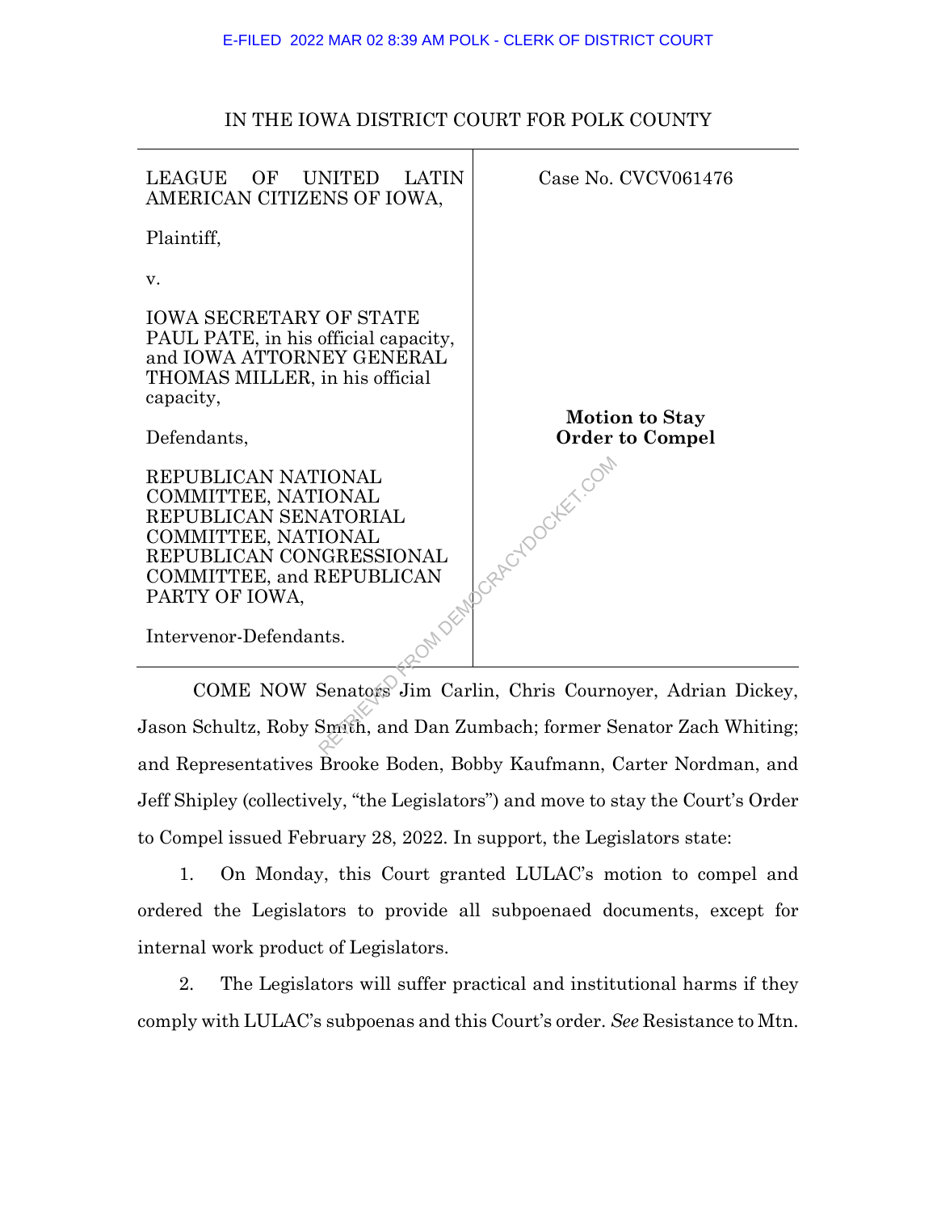IN THE IOWA DISTRICT COURT FOR POLK COUNTY

| | |
|---|---|
| LEAGUE OF UNITED LATIN AMERICAN CITIZENS OF IOWA,<br><br>Plaintiff,<br><br>v.<br><br>IOWA SECRETARY OF STATE PAUL PATE, in his official capacity, and IOWA ATTORNEY GENERAL THOMAS MILLER, in his official capacity,<br><br>Defendants,<br><br>REPUBLICAN NATIONAL COMMITTEE, NATIONAL REPUBLICAN SENATORIAL COMMITTEE, NATIONAL REPUBLICAN CONGRESSIONAL COMMITTEE, and REPUBLICAN PARTY OF IOWA,<br><br>Intervenor-Defendants. | Case No. CVCV061476<br><br>**Motion to Stay Order to Compel** |

COME NOW Senators Jim Carlin, Chris Cournoyer, Adrian Dickey, Jason Schultz, Roby Smith, and Dan Zumbach; former Senator Zach Whiting; and Representatives Brooke Boden, Bobby Kaufmann, Carter Nordman, and Jeff Shipley (collectively, "the Legislators") and move to stay the Court's Order to Compel issued February 28, 2022. In support, the Legislators state:

1. On Monday, this Court granted LULAC's motion to compel and ordered the Legislators to provide all subpoenaed documents, except for internal work product of Legislators.

2. The Legislators will suffer practical and institutional harms if they comply with LULAC's subpoenas and this Court's order. *See* Resistance to Mtn.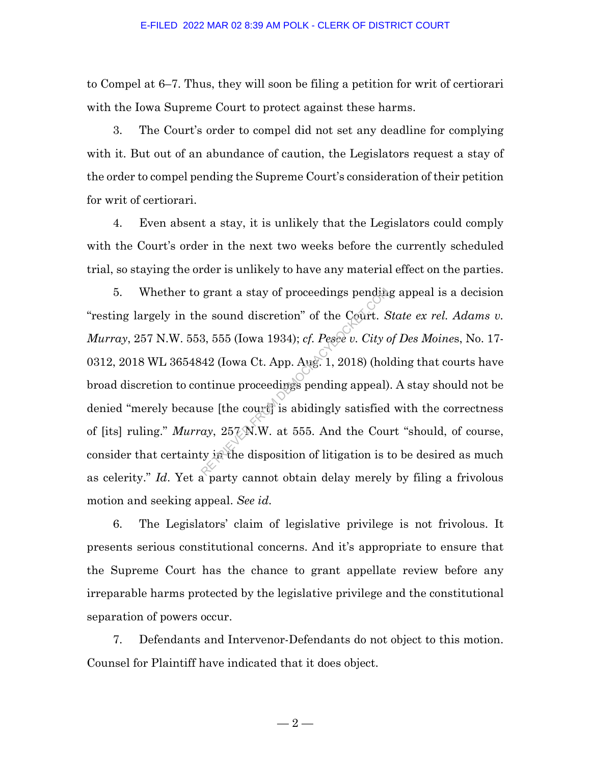to Compel at 6–7. Thus, they will soon be filing a petition for writ of certiorari with the Iowa Supreme Court to protect against these harms.

3. The Court's order to compel did not set any deadline for complying with it. But out of an abundance of caution, the Legislators request a stay of the order to compel pending the Supreme Court's consideration of their petition for writ of certiorari.

4. Even absent a stay, it is unlikely that the Legislators could comply with the Court's order in the next two weeks before the currently scheduled trial, so staying the order is unlikely to have any material effect on the parties.

5. Whether to grant a stay of proceedings pending appeal is a decision "resting largely in the sound discretion" of the Court. *State ex rel. Adams v. Murray*, 257 N.W. 553, 555 (Iowa 1934); *cf. Pesce v. City of Des Moines*, No. 17-0312, 2018 WL 3654842 (Iowa Ct. App. Aug. 1, 2018) (holding that courts have broad discretion to continue proceedings pending appeal). A stay should not be denied "merely because [the court] is abidingly satisfied with the correctness of [its] ruling." *Murray*, 257 N.W. at 555. And the Court "should, of course, consider that certainty in the disposition of litigation is to be desired as much as celerity." *Id*. Yet a party cannot obtain delay merely by filing a frivolous motion and seeking appeal. *See id.*

6. The Legislators' claim of legislative privilege is not frivolous. It presents serious constitutional concerns. And it's appropriate to ensure that the Supreme Court has the chance to grant appellate review before any irreparable harms protected by the legislative privilege and the constitutional separation of powers occur.

7. Defendants and Intervenor-Defendants do not object to this motion. Counsel for Plaintiff have indicated that it does object.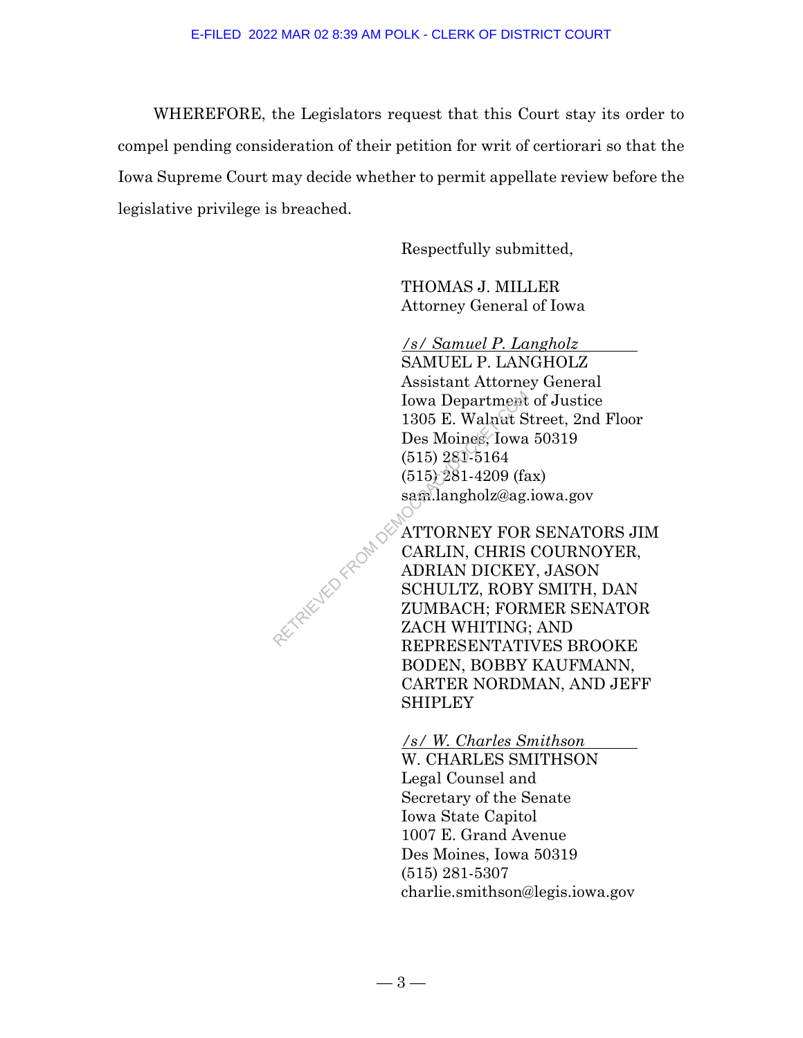WHEREFORE, the Legislators request that this Court stay its order to compel pending consideration of their petition for writ of certiorari so that the Iowa Supreme Court may decide whether to permit appellate review before the legislative privilege is breached.

Respectfully submitted,

THOMAS J. MILLER
Attorney General of Iowa

*/s/ Samuel P. Langholz*
SAMUEL P. LANGHOLZ
Assistant Attorney General
Iowa Department of Justice
1305 E. Walnut Street, 2nd Floor
Des Moines, Iowa 50319
(515) 281-5164
(515) 281-4209 (fax)
sam.langholz@ag.iowa.gov

ATTORNEY FOR SENATORS JIM CARLIN, CHRIS COURNOYER, ADRIAN DICKEY, JASON SCHULTZ, ROBY SMITH, DAN ZUMBACH; FORMER SENATOR ZACH WHITING; AND REPRESENTATIVES BROOKE BODEN, BOBBY KAUFMANN, CARTER NORDMAN, AND JEFF SHIPLEY

*/s/ W. Charles Smithson*
W. CHARLES SMITHSON
Legal Counsel and
Secretary of the Senate
Iowa State Capitol
1007 E. Grand Avenue
Des Moines, Iowa 50319
(515) 281-5307
charlie.smithson@legis.iowa.gov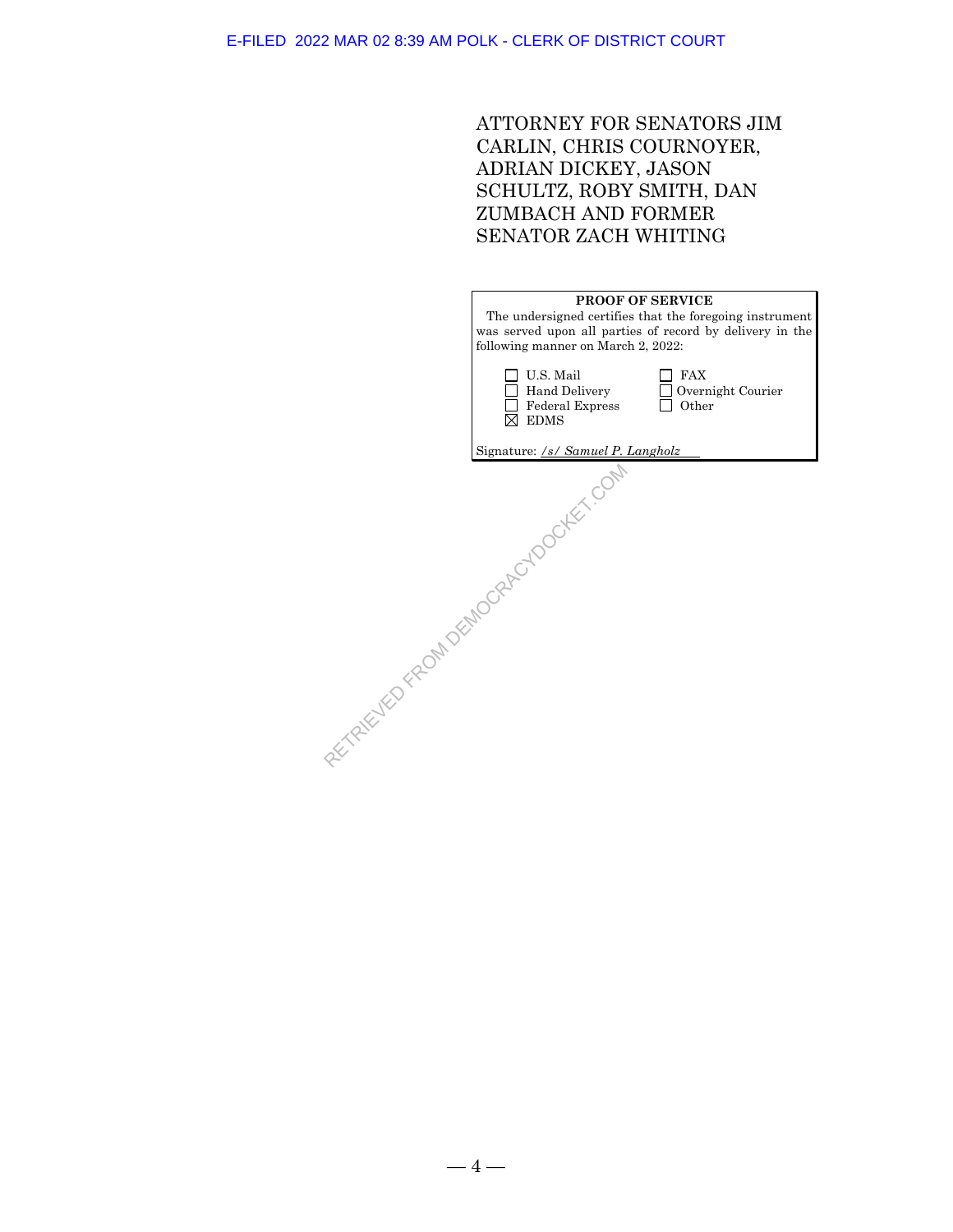ATTORNEY FOR SENATORS JIM CARLIN, CHRIS COURNOYER, ADRIAN DICKEY, JASON SCHULTZ, ROBY SMITH, DAN ZUMBACH AND FORMER SENATOR ZACH WHITING

**PROOF OF SERVICE**

The undersigned certifies that the foregoing instrument was served upon all parties of record by delivery in the following manner on March 2, 2022:

- ☐ U.S. Mail
- ☐ Hand Delivery
- ☐ Federal Express
- ☒ EDMS
- ☐ FAX
- ☐ Overnight Courier
- ☐ Other

Signature: */s/ Samuel P. Langholz*